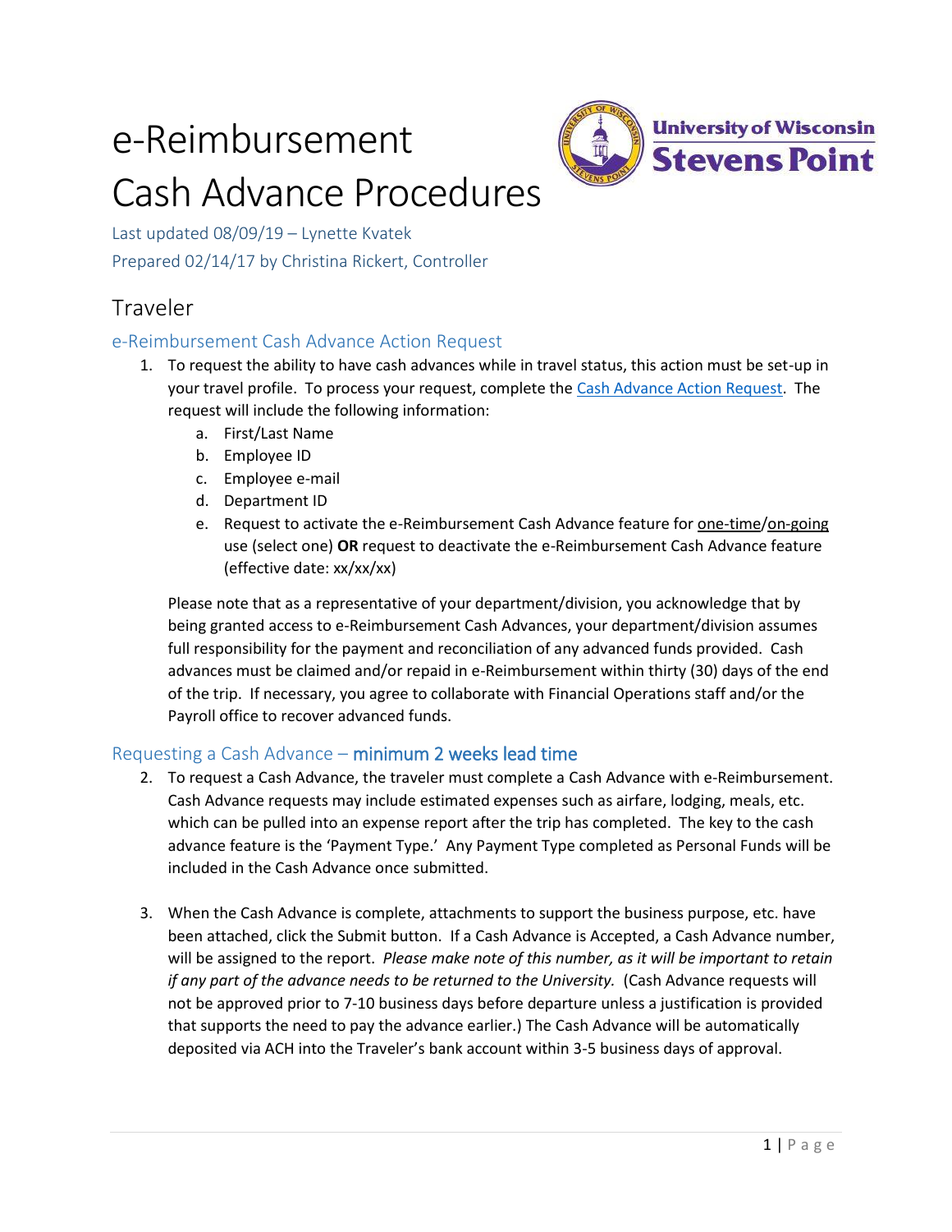# e-Reimbursement Cash Advance Procedures

Last updated 08/09/19 – Lynette Kvatek

Prepared 02/14/17 by Christina Rickert, Controller

## Traveler

### e-Reimbursement Cash Advance Action Request

1. To request the ability to have cash advances while in travel status, this action must be set-up in your travel profile. To process your request, complete the [Cash Advance Action Request](). The request will include the following information:
   a. First/Last Name
   b. Employee ID
   c. Employee e-mail
   d. Department ID
   e. Request to activate the e-Reimbursement Cash Advance feature for one-time/on-going use (select one) **OR** request to deactivate the e-Reimbursement Cash Advance feature (effective date: xx/xx/xx)

   Please note that as a representative of your department/division, you acknowledge that by being granted access to e-Reimbursement Cash Advances, your department/division assumes full responsibility for the payment and reconciliation of any advanced funds provided. Cash advances must be claimed and/or repaid in e-Reimbursement within thirty (30) days of the end of the trip. If necessary, you agree to collaborate with Financial Operations staff and/or the Payroll office to recover advanced funds.

### Requesting a Cash Advance – minimum 2 weeks lead time

2. To request a Cash Advance, the traveler must complete a Cash Advance with e-Reimbursement. Cash Advance requests may include estimated expenses such as airfare, lodging, meals, etc. which can be pulled into an expense report after the trip has completed. The key to the cash advance feature is the 'Payment Type.' Any Payment Type completed as Personal Funds will be included in the Cash Advance once submitted.

3. When the Cash Advance is complete, attachments to support the business purpose, etc. have been attached, click the Submit button. If a Cash Advance is Accepted, a Cash Advance number, will be assigned to the report. *Please make note of this number, as it will be important to retain if any part of the advance needs to be returned to the University.* (Cash Advance requests will not be approved prior to 7-10 business days before departure unless a justification is provided that supports the need to pay the advance earlier.) The Cash Advance will be automatically deposited via ACH into the Traveler's bank account within 3-5 business days of approval.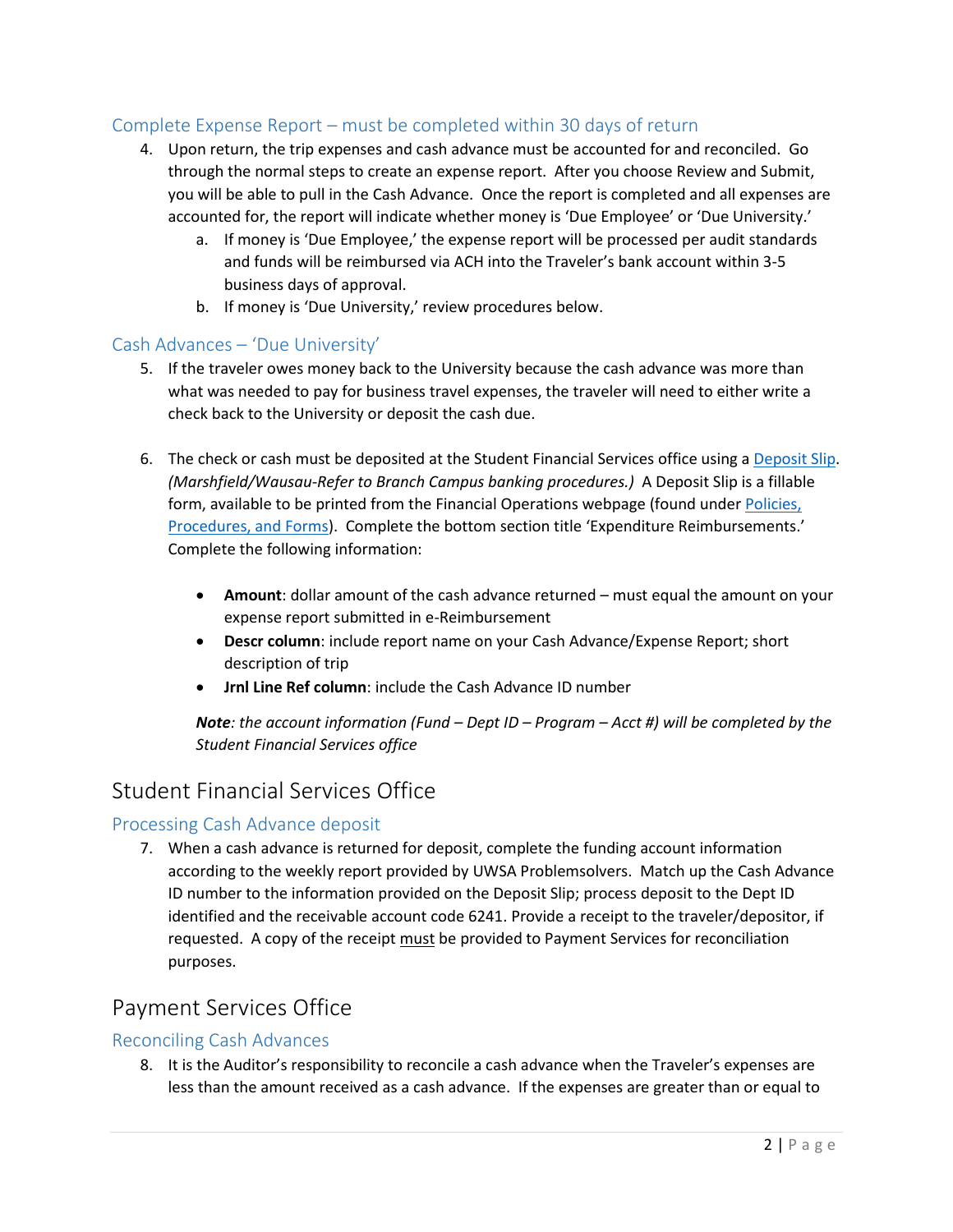### Complete Expense Report – must be completed within 30 days of return

4. Upon return, the trip expenses and cash advance must be accounted for and reconciled. Go through the normal steps to create an expense report. After you choose Review and Submit, you will be able to pull in the Cash Advance. Once the report is completed and all expenses are accounted for, the report will indicate whether money is 'Due Employee' or 'Due University.'
   a. If money is 'Due Employee,' the expense report will be processed per audit standards and funds will be reimbursed via ACH into the Traveler's bank account within 3-5 business days of approval.
   b. If money is 'Due University,' review procedures below.

### Cash Advances – 'Due University'

5. If the traveler owes money back to the University because the cash advance was more than what was needed to pay for business travel expenses, the traveler will need to either write a check back to the University or deposit the cash due.

6. The check or cash must be deposited at the Student Financial Services office using a Deposit Slip. *(Marshfield/Wausau-Refer to Branch Campus banking procedures.)* A Deposit Slip is a fillable form, available to be printed from the Financial Operations webpage (found under Policies, Procedures, and Forms). Complete the bottom section title 'Expenditure Reimbursements.' Complete the following information:

   - **Amount**: dollar amount of the cash advance returned – must equal the amount on your expense report submitted in e-Reimbursement
   - **Descr column**: include report name on your Cash Advance/Expense Report; short description of trip
   - **Jrnl Line Ref column**: include the Cash Advance ID number

   ***Note****: the account information (Fund – Dept ID – Program – Acct #) will be completed by the Student Financial Services office*

## Student Financial Services Office

### Processing Cash Advance deposit

7. When a cash advance is returned for deposit, complete the funding account information according to the weekly report provided by UWSA Problemsolvers. Match up the Cash Advance ID number to the information provided on the Deposit Slip; process deposit to the Dept ID identified and the receivable account code 6241. Provide a receipt to the traveler/depositor, if requested. A copy of the receipt must be provided to Payment Services for reconciliation purposes.

## Payment Services Office

### Reconciling Cash Advances

8. It is the Auditor's responsibility to reconcile a cash advance when the Traveler's expenses are less than the amount received as a cash advance. If the expenses are greater than or equal to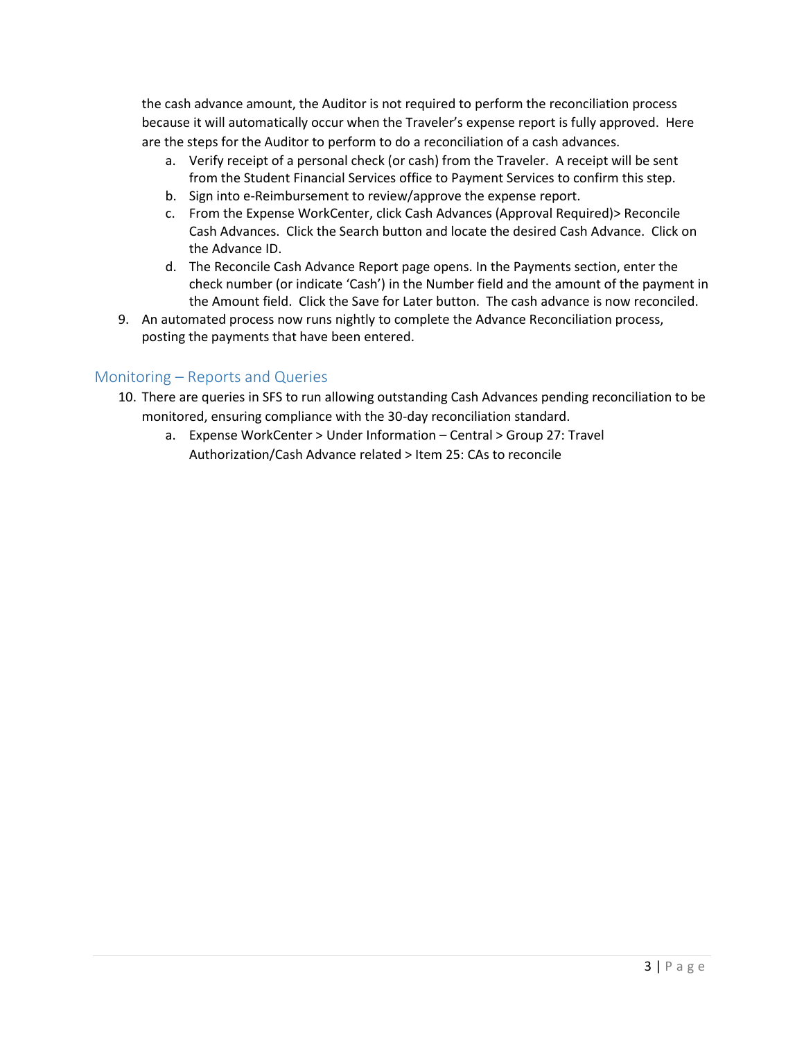the cash advance amount, the Auditor is not required to perform the reconciliation process because it will automatically occur when the Traveler's expense report is fully approved. Here are the steps for the Auditor to perform to do a reconciliation of a cash advances.

   a. Verify receipt of a personal check (or cash) from the Traveler. A receipt will be sent from the Student Financial Services office to Payment Services to confirm this step.
   b. Sign into e-Reimbursement to review/approve the expense report.
   c. From the Expense WorkCenter, click Cash Advances (Approval Required)> Reconcile Cash Advances. Click the Search button and locate the desired Cash Advance. Click on the Advance ID.
   d. The Reconcile Cash Advance Report page opens. In the Payments section, enter the check number (or indicate 'Cash') in the Number field and the amount of the payment in the Amount field. Click the Save for Later button. The cash advance is now reconciled.

9. An automated process now runs nightly to complete the Advance Reconciliation process, posting the payments that have been entered.

## Monitoring – Reports and Queries

10. There are queries in SFS to run allowing outstanding Cash Advances pending reconciliation to be monitored, ensuring compliance with the 30-day reconciliation standard.
    a. Expense WorkCenter > Under Information – Central > Group 27: Travel Authorization/Cash Advance related > Item 25: CAs to reconcile